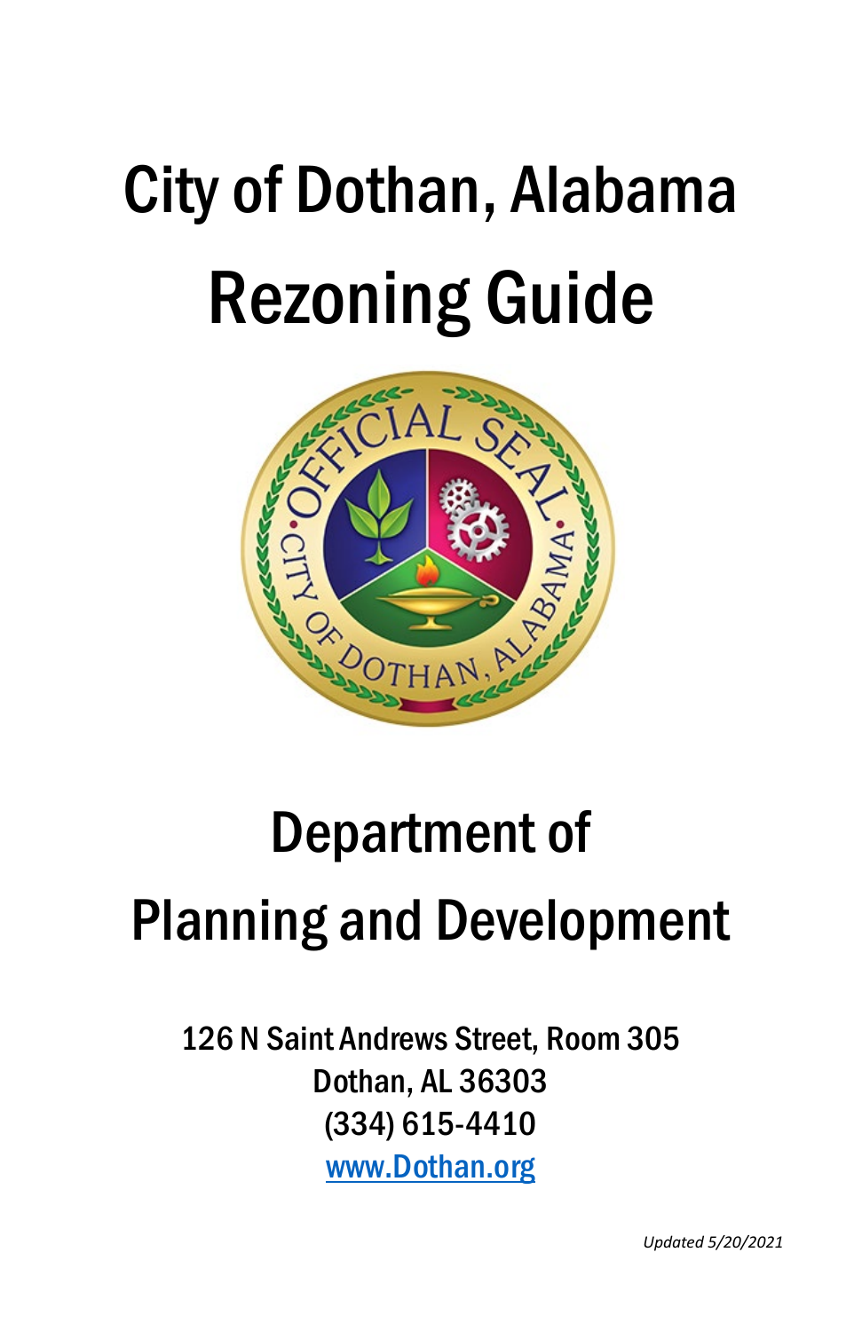# City of Dothan, Alabama

# Rezoning Guide

## Department of Planning and Development

126 N Saint Andrews Street, Room 305
Dothan, AL 36303
(334) 615-4410
[www.Dothan.org](http://www.Dothan.org)

*Updated 5/20/2021*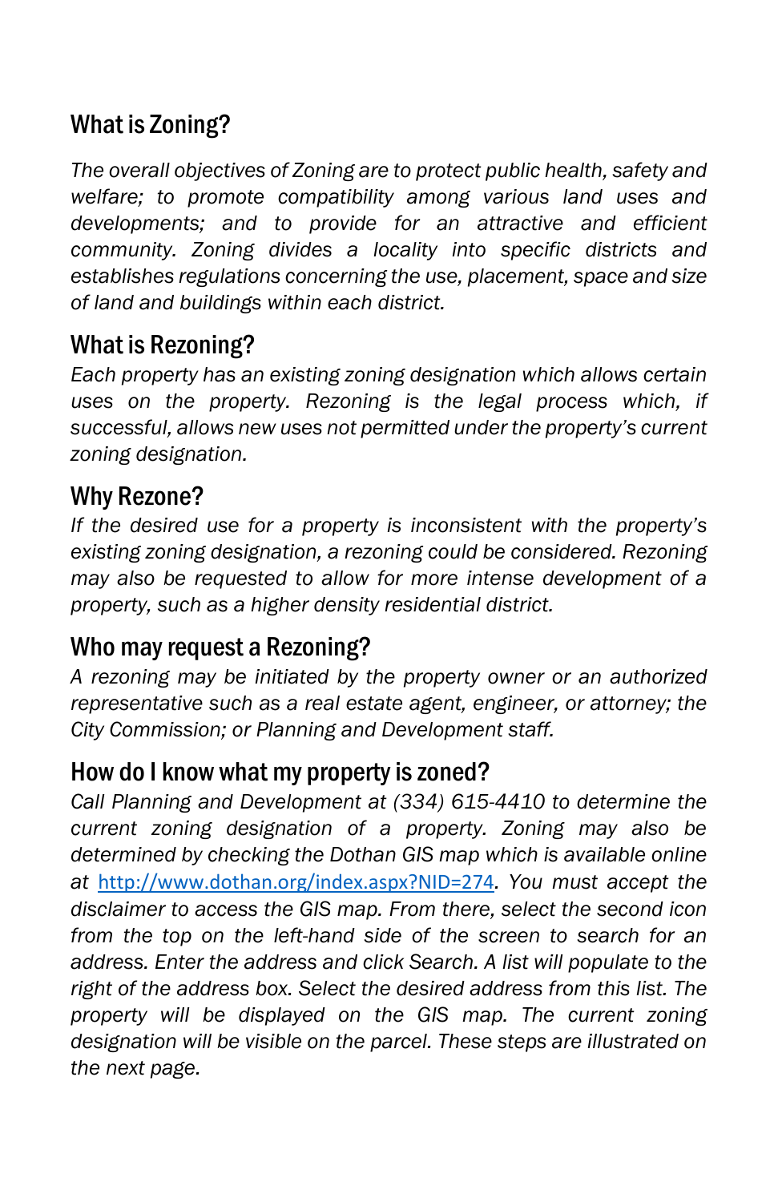## What is Zoning?

*The overall objectives of Zoning are to protect public health, safety and welfare; to promote compatibility among various land uses and developments; and to provide for an attractive and efficient community. Zoning divides a locality into specific districts and establishes regulations concerning the use, placement, space and size of land and buildings within each district.*

## What is Rezoning?

*Each property has an existing zoning designation which allows certain uses on the property. Rezoning is the legal process which, if successful, allows new uses not permitted under the property's current zoning designation.*

## Why Rezone?

*If the desired use for a property is inconsistent with the property's existing zoning designation, a rezoning could be considered. Rezoning may also be requested to allow for more intense development of a property, such as a higher density residential district.*

## Who may request a Rezoning?

*A rezoning may be initiated by the property owner or an authorized representative such as a real estate agent, engineer, or attorney; the City Commission; or Planning and Development staff.*

## How do I know what my property is zoned?

*Call Planning and Development at (334) 615-4410 to determine the current zoning designation of a property. Zoning may also be determined by checking the Dothan GIS map which is available online at* [http://www.dothan.org/index.aspx?NID=274](http://www.dothan.org/index.aspx?NID=274)*. You must accept the disclaimer to access the GIS map. From there, select the second icon from the top on the left-hand side of the screen to search for an address. Enter the address and click Search. A list will populate to the right of the address box. Select the desired address from this list. The property will be displayed on the GIS map. The current zoning designation will be visible on the parcel. These steps are illustrated on the next page.*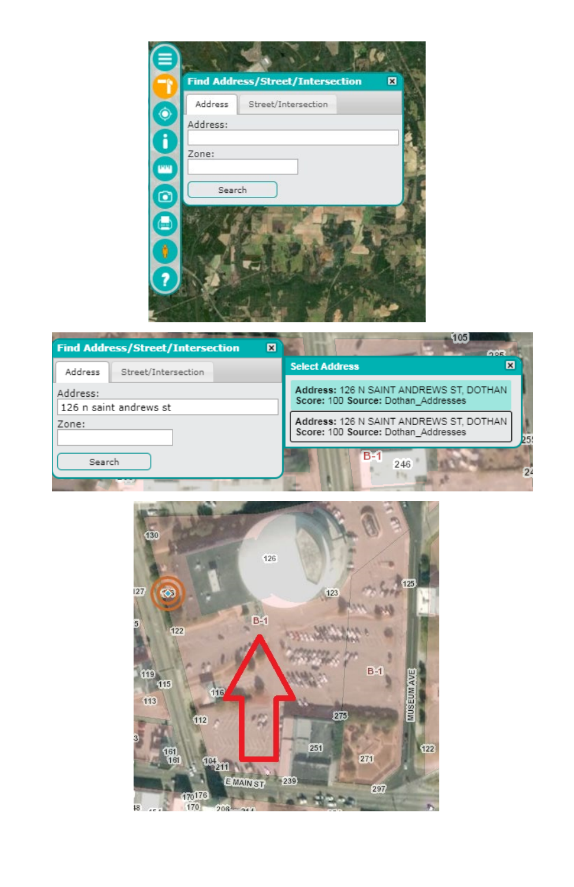**Find Address/Street/Intersection**

Address | Street/Intersection

Address:

Zone:

Search

**Find Address/Street/Intersection**

Address | Street/Intersection

Address: 126 n saint andrews st

Zone:

Search

**Select Address**

**Address:** 126 N SAINT ANDREWS ST, DOTHAN
**Score:** 100 **Source:** Dothan_Addresses

**Address:** 126 N SAINT ANDREWS ST, DOTHAN
**Score:** 100 **Source:** Dothan_Addresses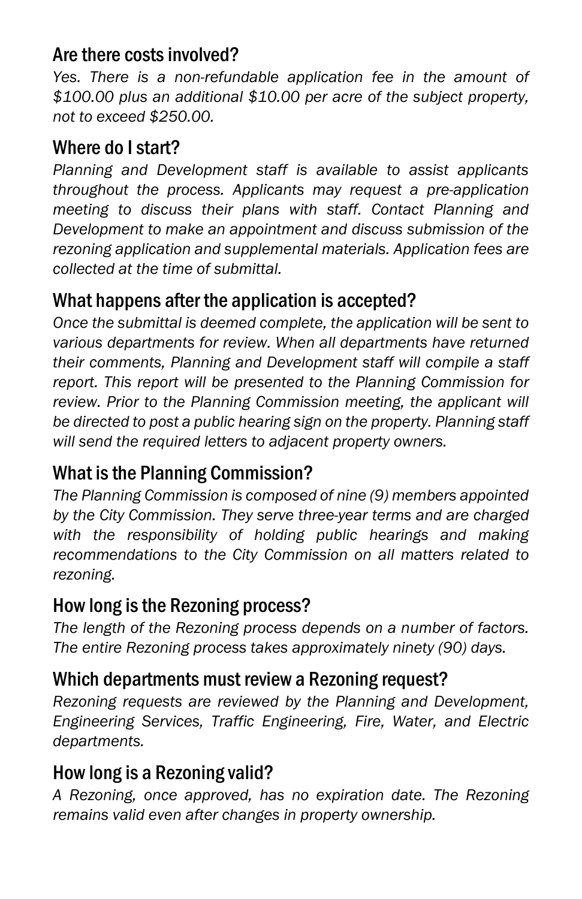## Are there costs involved?

*Yes. There is a non-refundable application fee in the amount of $100.00 plus an additional $10.00 per acre of the subject property, not to exceed $250.00.*

## Where do I start?

*Planning and Development staff is available to assist applicants throughout the process. Applicants may request a pre-application meeting to discuss their plans with staff. Contact Planning and Development to make an appointment and discuss submission of the rezoning application and supplemental materials. Application fees are collected at the time of submittal.*

## What happens after the application is accepted?

*Once the submittal is deemed complete, the application will be sent to various departments for review. When all departments have returned their comments, Planning and Development staff will compile a staff report. This report will be presented to the Planning Commission for review. Prior to the Planning Commission meeting, the applicant will be directed to post a public hearing sign on the property. Planning staff will send the required letters to adjacent property owners.*

## What is the Planning Commission?

*The Planning Commission is composed of nine (9) members appointed by the City Commission. They serve three-year terms and are charged with the responsibility of holding public hearings and making recommendations to the City Commission on all matters related to rezoning.*

## How long is the Rezoning process?

*The length of the Rezoning process depends on a number of factors. The entire Rezoning process takes approximately ninety (90) days.*

## Which departments must review a Rezoning request?

*Rezoning requests are reviewed by the Planning and Development, Engineering Services, Traffic Engineering, Fire, Water, and Electric departments.*

## How long is a Rezoning valid?

*A Rezoning, once approved, has no expiration date. The Rezoning remains valid even after changes in property ownership.*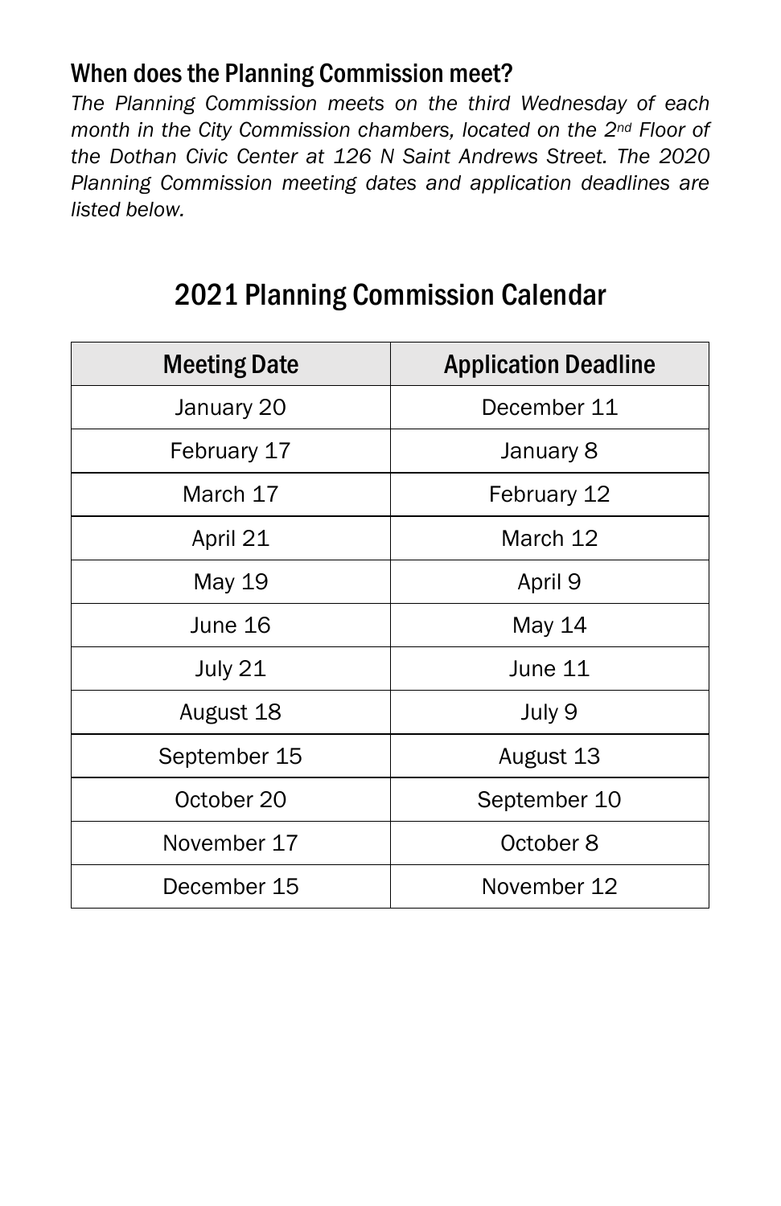## When does the Planning Commission meet?

*The Planning Commission meets on the third Wednesday of each month in the City Commission chambers, located on the 2nd Floor of the Dothan Civic Center at 126 N Saint Andrews Street. The 2020 Planning Commission meeting dates and application deadlines are listed below.*

# 2021 Planning Commission Calendar

| Meeting Date | Application Deadline |
| --- | --- |
| January 20 | December 11 |
| February 17 | January 8 |
| March 17 | February 12 |
| April 21 | March 12 |
| May 19 | April 9 |
| June 16 | May 14 |
| July 21 | June 11 |
| August 18 | July 9 |
| September 15 | August 13 |
| October 20 | September 10 |
| November 17 | October 8 |
| December 15 | November 12 |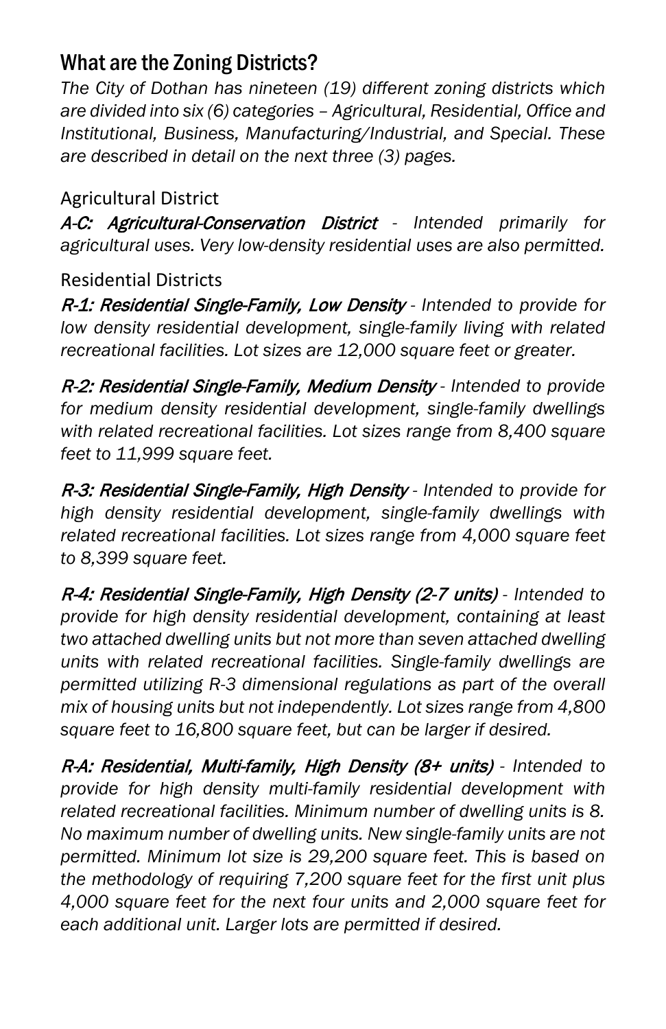## What are the Zoning Districts?

*The City of Dothan has nineteen (19) different zoning districts which are divided into six (6) categories – Agricultural, Residential, Office and Institutional, Business, Manufacturing/Industrial, and Special. These are described in detail on the next three (3) pages.*

### Agricultural District

***A-C: Agricultural-Conservation District*** *- Intended primarily for agricultural uses. Very low-density residential uses are also permitted.*

### Residential Districts

***R-1: Residential Single-Family, Low Density*** *- Intended to provide for low density residential development, single-family living with related recreational facilities. Lot sizes are 12,000 square feet or greater.*

***R-2: Residential Single-Family, Medium Density*** *- Intended to provide for medium density residential development, single-family dwellings with related recreational facilities. Lot sizes range from 8,400 square feet to 11,999 square feet.*

***R-3: Residential Single-Family, High Density*** *- Intended to provide for high density residential development, single-family dwellings with related recreational facilities. Lot sizes range from 4,000 square feet to 8,399 square feet.*

***R-4: Residential Single-Family, High Density (2-7 units)*** *- Intended to provide for high density residential development, containing at least two attached dwelling units but not more than seven attached dwelling units with related recreational facilities. Single-family dwellings are permitted utilizing R-3 dimensional regulations as part of the overall mix of housing units but not independently. Lot sizes range from 4,800 square feet to 16,800 square feet, but can be larger if desired.*

***R-A: Residential, Multi-family, High Density (8+ units)*** *- Intended to provide for high density multi-family residential development with related recreational facilities. Minimum number of dwelling units is 8. No maximum number of dwelling units. New single-family units are not permitted. Minimum lot size is 29,200 square feet. This is based on the methodology of requiring 7,200 square feet for the first unit plus 4,000 square feet for the next four units and 2,000 square feet for each additional unit. Larger lots are permitted if desired.*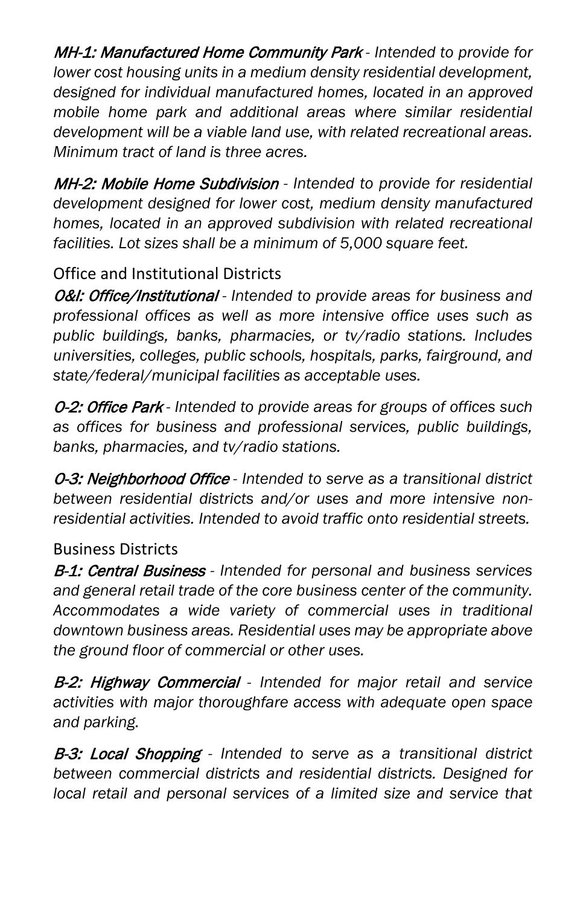*MH-1: Manufactured Home Community Park - Intended to provide for lower cost housing units in a medium density residential development, designed for individual manufactured homes, located in an approved mobile home park and additional areas where similar residential development will be a viable land use, with related recreational areas. Minimum tract of land is three acres.*

*MH-2: Mobile Home Subdivision - Intended to provide for residential development designed for lower cost, medium density manufactured homes, located in an approved subdivision with related recreational facilities. Lot sizes shall be a minimum of 5,000 square feet.*

## Office and Institutional Districts

*O&I: Office/Institutional - Intended to provide areas for business and professional offices as well as more intensive office uses such as public buildings, banks, pharmacies, or tv/radio stations. Includes universities, colleges, public schools, hospitals, parks, fairground, and state/federal/municipal facilities as acceptable uses.*

*O-2: Office Park - Intended to provide areas for groups of offices such as offices for business and professional services, public buildings, banks, pharmacies, and tv/radio stations.*

*O-3: Neighborhood Office - Intended to serve as a transitional district between residential districts and/or uses and more intensive non-residential activities. Intended to avoid traffic onto residential streets.*

## Business Districts

*B-1: Central Business - Intended for personal and business services and general retail trade of the core business center of the community. Accommodates a wide variety of commercial uses in traditional downtown business areas. Residential uses may be appropriate above the ground floor of commercial or other uses.*

*B-2: Highway Commercial - Intended for major retail and service activities with major thoroughfare access with adequate open space and parking.*

*B-3: Local Shopping - Intended to serve as a transitional district between commercial districts and residential districts. Designed for local retail and personal services of a limited size and service that*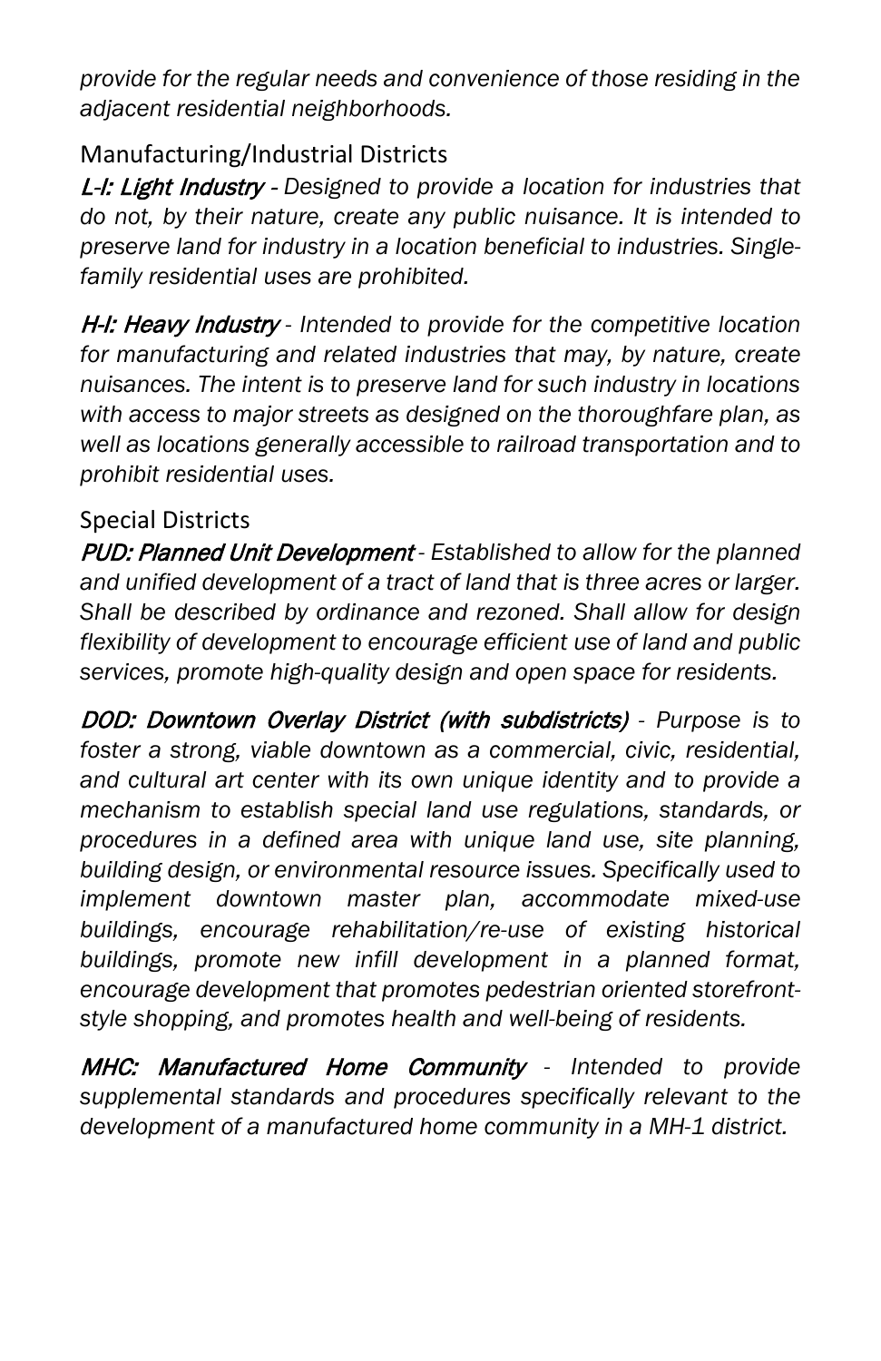*provide for the regular needs and convenience of those residing in the adjacent residential neighborhoods.*

## Manufacturing/Industrial Districts

***L-I: Light Industry*** *- Designed to provide a location for industries that do not, by their nature, create any public nuisance. It is intended to preserve land for industry in a location beneficial to industries. Single-family residential uses are prohibited.*

***H-I: Heavy Industry*** *- Intended to provide for the competitive location for manufacturing and related industries that may, by nature, create nuisances. The intent is to preserve land for such industry in locations with access to major streets as designed on the thoroughfare plan, as well as locations generally accessible to railroad transportation and to prohibit residential uses.*

## Special Districts

***PUD: Planned Unit Development*** *- Established to allow for the planned and unified development of a tract of land that is three acres or larger. Shall be described by ordinance and rezoned. Shall allow for design flexibility of development to encourage efficient use of land and public services, promote high-quality design and open space for residents.*

***DOD: Downtown Overlay District (with subdistricts)*** *- Purpose is to foster a strong, viable downtown as a commercial, civic, residential, and cultural art center with its own unique identity and to provide a mechanism to establish special land use regulations, standards, or procedures in a defined area with unique land use, site planning, building design, or environmental resource issues. Specifically used to implement downtown master plan, accommodate mixed-use buildings, encourage rehabilitation/re-use of existing historical buildings, promote new infill development in a planned format, encourage development that promotes pedestrian oriented storefront-style shopping, and promotes health and well-being of residents.*

***MHC: Manufactured Home Community*** *- Intended to provide supplemental standards and procedures specifically relevant to the development of a manufactured home community in a MH-1 district.*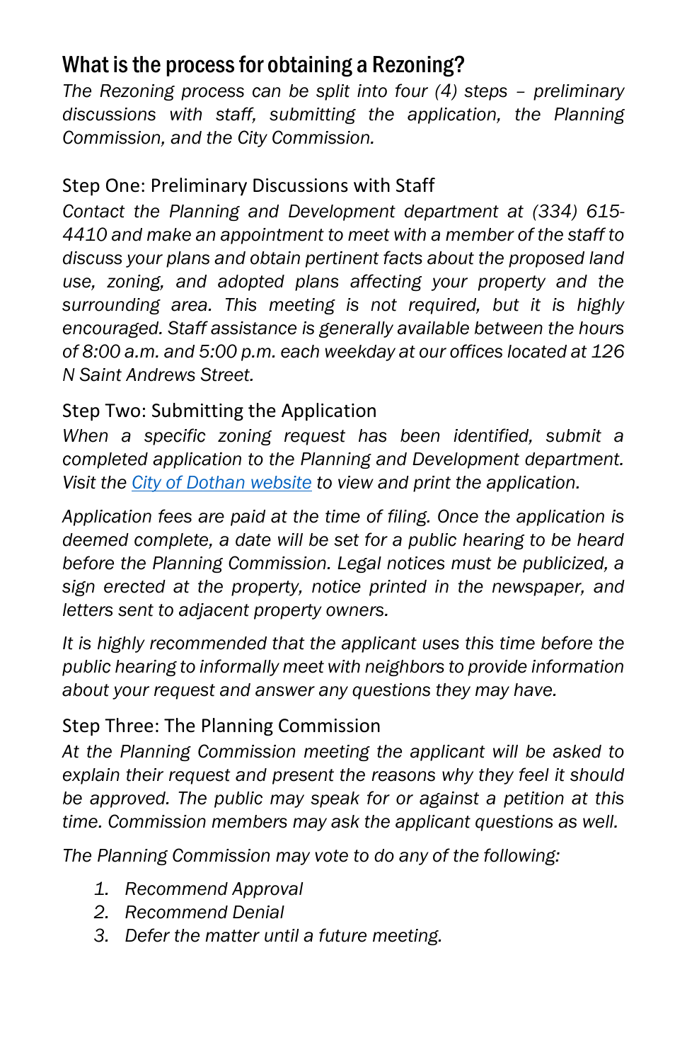## What is the process for obtaining a Rezoning?

*The Rezoning process can be split into four (4) steps – preliminary discussions with staff, submitting the application, the Planning Commission, and the City Commission.*

### Step One: Preliminary Discussions with Staff

*Contact the Planning and Development department at (334) 615-4410 and make an appointment to meet with a member of the staff to discuss your plans and obtain pertinent facts about the proposed land use, zoning, and adopted plans affecting your property and the surrounding area. This meeting is not required, but it is highly encouraged. Staff assistance is generally available between the hours of 8:00 a.m. and 5:00 p.m. each weekday at our offices located at 126 N Saint Andrews Street.*

### Step Two: Submitting the Application

*When a specific zoning request has been identified, submit a completed application to the Planning and Development department. Visit the City of Dothan website to view and print the application.*

*Application fees are paid at the time of filing. Once the application is deemed complete, a date will be set for a public hearing to be heard before the Planning Commission. Legal notices must be publicized, a sign erected at the property, notice printed in the newspaper, and letters sent to adjacent property owners.*

*It is highly recommended that the applicant uses this time before the public hearing to informally meet with neighbors to provide information about your request and answer any questions they may have.*

### Step Three: The Planning Commission

*At the Planning Commission meeting the applicant will be asked to explain their request and present the reasons why they feel it should be approved. The public may speak for or against a petition at this time. Commission members may ask the applicant questions as well.*

*The Planning Commission may vote to do any of the following:*

1. *Recommend Approval*
2. *Recommend Denial*
3. *Defer the matter until a future meeting.*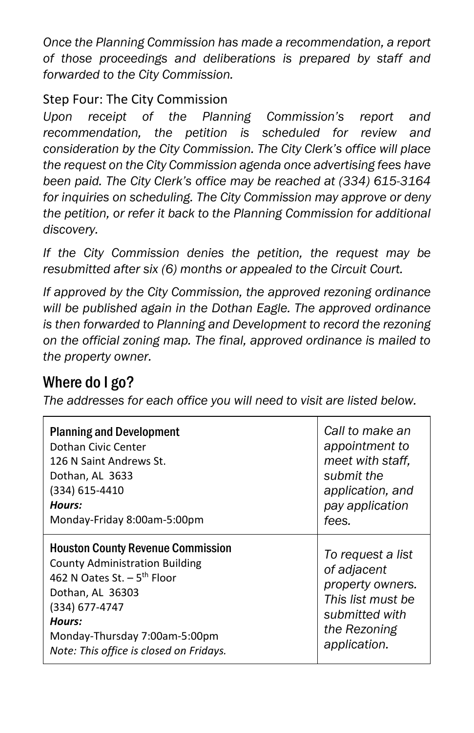*Once the Planning Commission has made a recommendation, a report of those proceedings and deliberations is prepared by staff and forwarded to the City Commission.*

### Step Four: The City Commission

*Upon receipt of the Planning Commission's report and recommendation, the petition is scheduled for review and consideration by the City Commission. The City Clerk's office will place the request on the City Commission agenda once advertising fees have been paid. The City Clerk's office may be reached at (334) 615-3164 for inquiries on scheduling. The City Commission may approve or deny the petition, or refer it back to the Planning Commission for additional discovery.*

*If the City Commission denies the petition, the request may be resubmitted after six (6) months or appealed to the Circuit Court.*

*If approved by the City Commission, the approved rezoning ordinance will be published again in the Dothan Eagle. The approved ordinance is then forwarded to Planning and Development to record the rezoning on the official zoning map. The final, approved ordinance is mailed to the property owner.*

## Where do I go?

*The addresses for each office you will need to visit are listed below.*

| Office | Purpose |
| --- | --- |
| **Planning and Development**<br>Dothan Civic Center<br>126 N Saint Andrews St.<br>Dothan, AL 3633<br>(334) 615-4410<br>***Hours:***<br>Monday-Friday 8:00am-5:00pm | *Call to make an appointment to meet with staff, submit the application, and pay application fees.* |
| **Houston County Revenue Commission**<br>County Administration Building<br>462 N Oates St. – 5th Floor<br>Dothan, AL 36303<br>(334) 677-4747<br>***Hours:***<br>Monday-Thursday 7:00am-5:00pm<br>*Note: This office is closed on Fridays.* | *To request a list of adjacent property owners. This list must be submitted with the Rezoning application.* |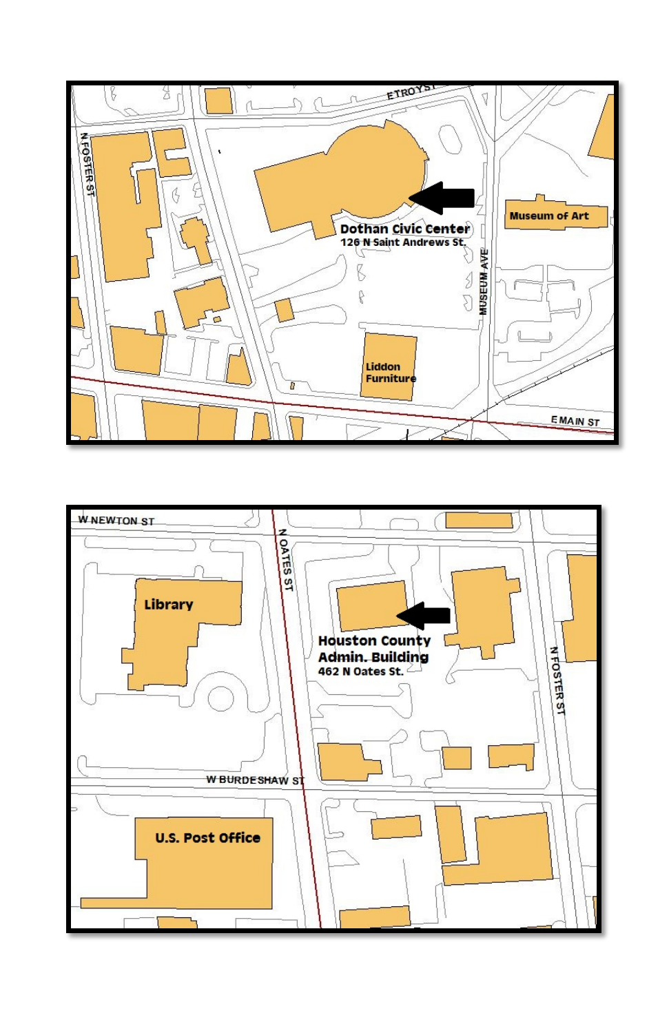E TROY ST

N FOSTER ST

Dothan Civic Center
126 N Saint Andrews St.

Museum of Art

MUSEUM AVE

Liddon Furniture

E MAIN ST

W NEWTON ST

N OATES ST

Library

Houston County Admin. Building
462 N Oates St.

N FOSTER ST

W BURDESHAW ST

U.S. Post Office